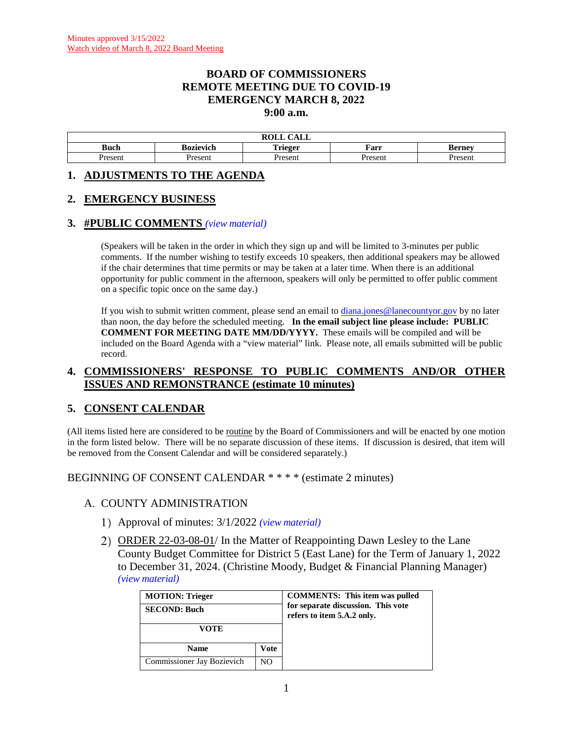Minutes approved 3/15/2022
Watch video of March 8, 2022 Board Meeting

# BOARD OF COMMISSIONERS
# REMOTE MEETING DUE TO COVID-19
# EMERGENCY MARCH 8, 2022
# 9:00 a.m.

| ROLL CALL | | | | |
|---|---|---|---|---|
| **Buch** | **Bozievich** | **Trieger** | **Farr** | **Berney** |
| Present | Present | Present | Present | Present |

## 1. ADJUSTMENTS TO THE AGENDA

## 2. EMERGENCY BUSINESS

## 3. #PUBLIC COMMENTS *(view material)*

(Speakers will be taken in the order in which they sign up and will be limited to 3-minutes per public comments. If the number wishing to testify exceeds 10 speakers, then additional speakers may be allowed if the chair determines that time permits or may be taken at a later time. When there is an additional opportunity for public comment in the afternoon, speakers will only be permitted to offer public comment on a specific topic once on the same day.)

If you wish to submit written comment, please send an email to diana.jones@lanecountyor.gov by no later than noon, the day before the scheduled meeting. **In the email subject line please include: PUBLIC COMMENT FOR MEETING DATE MM/DD/YYYY.** These emails will be compiled and will be included on the Board Agenda with a "view material" link. Please note, all emails submitted will be public record.

## 4. COMMISSIONERS' RESPONSE TO PUBLIC COMMENTS AND/OR OTHER ISSUES AND REMONSTRANCE (estimate 10 minutes)

## 5. CONSENT CALENDAR

(All items listed here are considered to be routine by the Board of Commissioners and will be enacted by one motion in the form listed below. There will be no separate discussion of these items. If discussion is desired, that item will be removed from the Consent Calendar and will be considered separately.)

BEGINNING OF CONSENT CALENDAR * * * * (estimate 2 minutes)

A. COUNTY ADMINISTRATION

1) Approval of minutes: 3/1/2022 *(view material)*

2) ORDER 22-03-08-01/ In the Matter of Reappointing Dawn Lesley to the Lane County Budget Committee for District 5 (East Lane) for the Term of January 1, 2022 to December 31, 2024. (Christine Moody, Budget & Financial Planning Manager) *(view material)*

| **MOTION: Trieger** | | **COMMENTS: This item was pulled for separate discussion. This vote refers to item 5.A.2 only.** |
|---|---|---|
| **SECOND: Buch** | | |
| **VOTE** | | |
| **Name** | **Vote** | |
| Commissioner Jay Bozievich | NO | |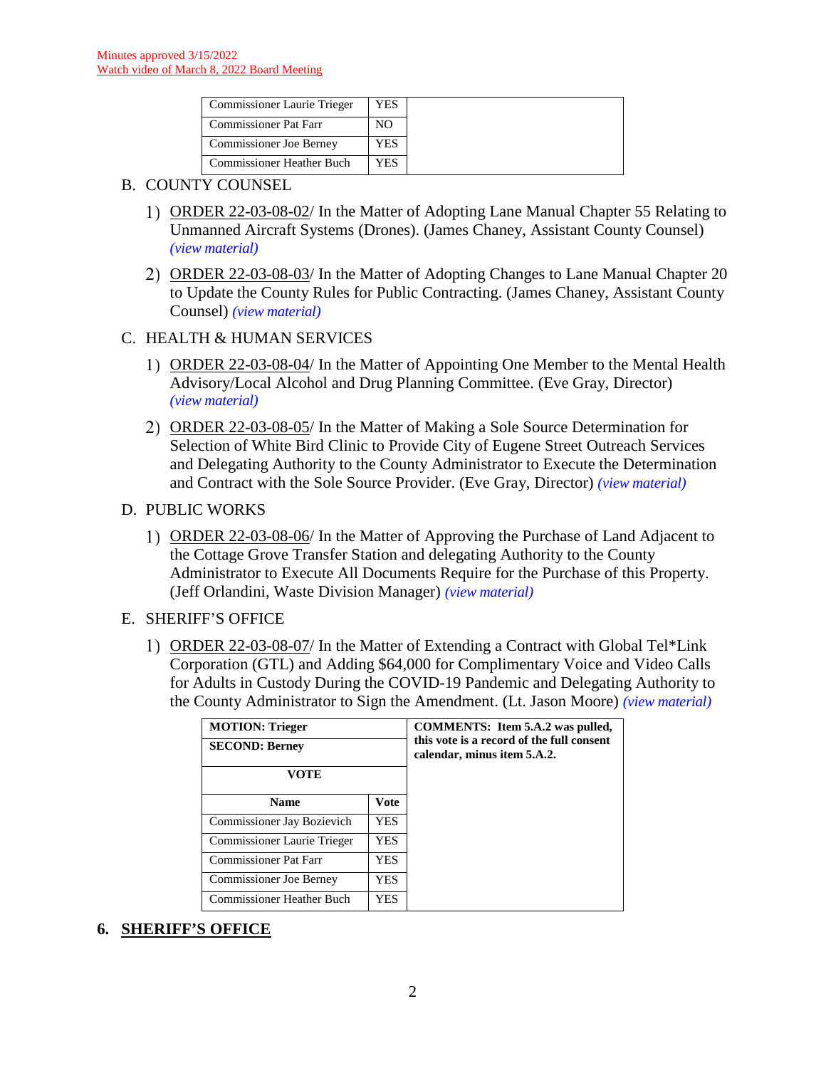Minutes approved 3/15/2022
Watch video of March 8, 2022 Board Meeting

| | | |
|---|---|---|
| Commissioner Laurie Trieger | YES | |
| Commissioner Pat Farr | NO | |
| Commissioner Joe Berney | YES | |
| Commissioner Heather Buch | YES | |

B. COUNTY COUNSEL

1) ORDER 22-03-08-02/ In the Matter of Adopting Lane Manual Chapter 55 Relating to Unmanned Aircraft Systems (Drones). (James Chaney, Assistant County Counsel) *(view material)*

2) ORDER 22-03-08-03/ In the Matter of Adopting Changes to Lane Manual Chapter 20 to Update the County Rules for Public Contracting. (James Chaney, Assistant County Counsel) *(view material)*

C. HEALTH & HUMAN SERVICES

1) ORDER 22-03-08-04/ In the Matter of Appointing One Member to the Mental Health Advisory/Local Alcohol and Drug Planning Committee. (Eve Gray, Director) *(view material)*

2) ORDER 22-03-08-05/ In the Matter of Making a Sole Source Determination for Selection of White Bird Clinic to Provide City of Eugene Street Outreach Services and Delegating Authority to the County Administrator to Execute the Determination and Contract with the Sole Source Provider. (Eve Gray, Director) *(view material)*

D. PUBLIC WORKS

1) ORDER 22-03-08-06/ In the Matter of Approving the Purchase of Land Adjacent to the Cottage Grove Transfer Station and delegating Authority to the County Administrator to Execute All Documents Require for the Purchase of this Property. (Jeff Orlandini, Waste Division Manager) *(view material)*

E. SHERIFF'S OFFICE

1) ORDER 22-03-08-07/ In the Matter of Extending a Contract with Global Tel*Link Corporation (GTL) and Adding $64,000 for Complimentary Voice and Video Calls for Adults in Custody During the COVID-19 Pandemic and Delegating Authority to the County Administrator to Sign the Amendment. (Lt. Jason Moore) *(view material)*

| **MOTION: Trieger** | | **COMMENTS: Item 5.A.2 was pulled, this vote is a record of the full consent calendar, minus item 5.A.2.** |
|---|---|---|
| **SECOND: Berney** | | |
| **VOTE** | | |
| **Name** | **Vote** | |
| Commissioner Jay Bozievich | YES | |
| Commissioner Laurie Trieger | YES | |
| Commissioner Pat Farr | YES | |
| Commissioner Joe Berney | YES | |
| Commissioner Heather Buch | YES | |

## 6. SHERIFF'S OFFICE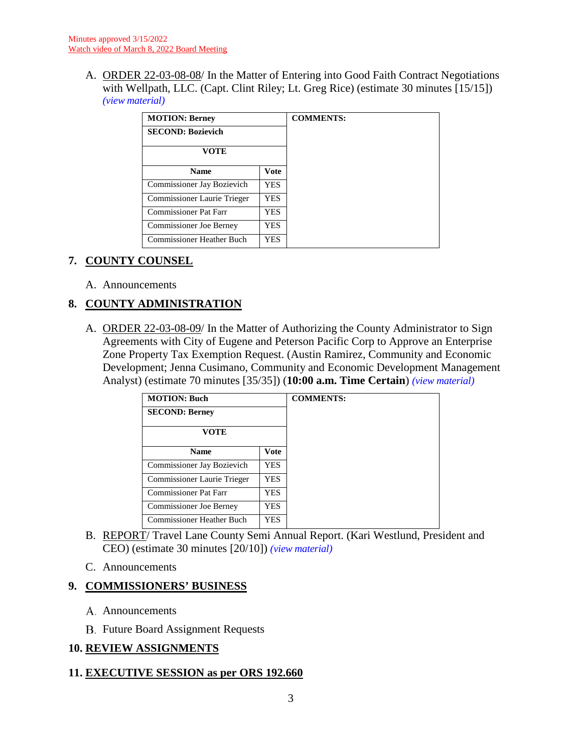Minutes approved 3/15/2022
Watch video of March 8, 2022 Board Meeting

A. ORDER 22-03-08-08/ In the Matter of Entering into Good Faith Contract Negotiations with Wellpath, LLC. (Capt. Clint Riley; Lt. Greg Rice) (estimate 30 minutes [15/15]) *(view material)*

| **MOTION: Berney** | | **COMMENTS:** |
|---|---|---|
| **SECOND: Bozievich** | | |
| **VOTE** | | |
| **Name** | **Vote** | |
| Commissioner Jay Bozievich | YES | |
| Commissioner Laurie Trieger | YES | |
| Commissioner Pat Farr | YES | |
| Commissioner Joe Berney | YES | |
| Commissioner Heather Buch | YES | |

## 7. COUNTY COUNSEL

A. Announcements

## 8. COUNTY ADMINISTRATION

A. ORDER 22-03-08-09/ In the Matter of Authorizing the County Administrator to Sign Agreements with City of Eugene and Peterson Pacific Corp to Approve an Enterprise Zone Property Tax Exemption Request. (Austin Ramirez, Community and Economic Development; Jenna Cusimano, Community and Economic Development Management Analyst) (estimate 70 minutes [35/35]) (**10:00 a.m. Time Certain**) *(view material)*

| **MOTION: Buch** | | **COMMENTS:** |
|---|---|---|
| **SECOND: Berney** | | |
| **VOTE** | | |
| **Name** | **Vote** | |
| Commissioner Jay Bozievich | YES | |
| Commissioner Laurie Trieger | YES | |
| Commissioner Pat Farr | YES | |
| Commissioner Joe Berney | YES | |
| Commissioner Heather Buch | YES | |

B. REPORT/ Travel Lane County Semi Annual Report. (Kari Westlund, President and CEO) (estimate 30 minutes [20/10]) *(view material)*

C. Announcements

## 9. COMMISSIONERS' BUSINESS

A. Announcements

B. Future Board Assignment Requests

## 10. REVIEW ASSIGNMENTS

## 11. EXECUTIVE SESSION as per ORS 192.660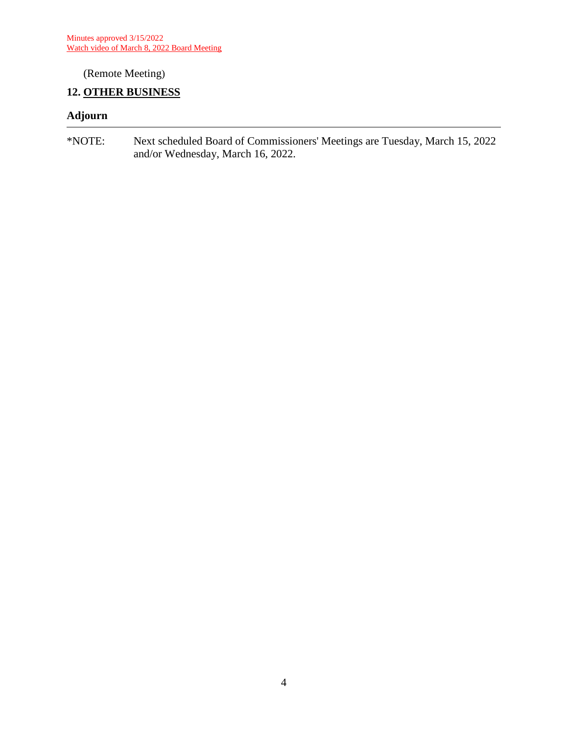Minutes approved 3/15/2022
Watch video of March 8, 2022 Board Meeting

(Remote Meeting)

## 12. OTHER BUSINESS

## Adjourn

---

*NOTE: Next scheduled Board of Commissioners' Meetings are Tuesday, March 15, 2022 and/or Wednesday, March 16, 2022.